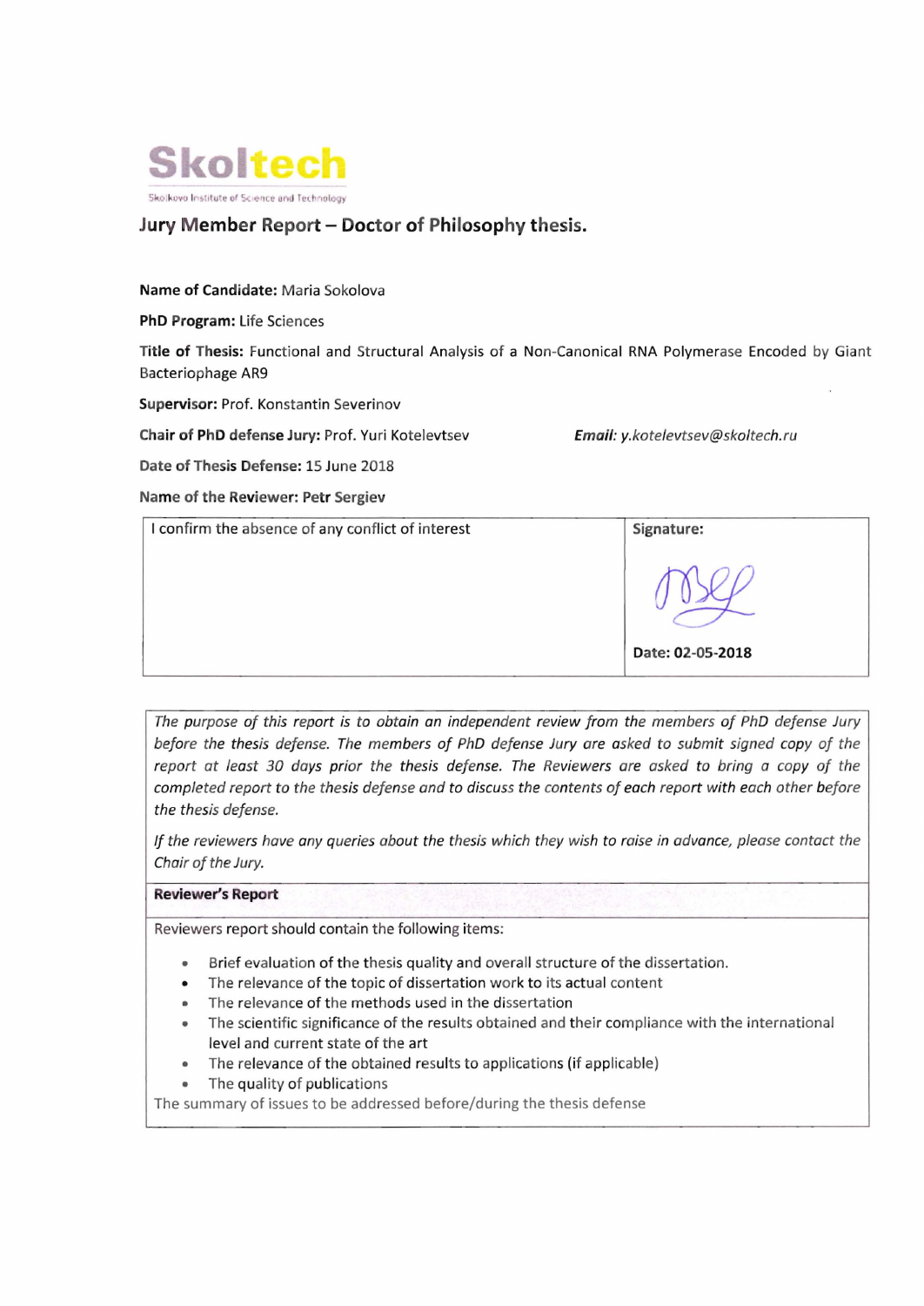# Skoltech

Skolkovo Institute of Science and Technology

## Jury Member Report – Doctor of Philosophy thesis.

**Name of Candidate:** Maria Sokolova

**PhD Program:** Life Sciences

**Title of Thesis:** Functional and Structural Analysis of a Non-Canonical RNA Polymerase Encoded by Giant Bacteriophage AR9

**Supervisor:** Prof. Konstantin Severinov

**Chair of PhD defense Jury:** Prof. Yuri Kotelevtsev  *Email:* *y.kotelevtsev@skoltech.ru*

**Date of Thesis Defense:** 15 June 2018

**Name of the Reviewer: Petr Sergiev**

| I confirm the absence of any conflict of interest | **Signature:**<br><br>**Date: 02-05-2018** |
|---|---|

*The purpose of this report is to obtain an independent review from the members of PhD defense Jury before the thesis defense. The members of PhD defense Jury are asked to submit signed copy of the report at least 30 days prior the thesis defense. The Reviewers are asked to bring a copy of the completed report to the thesis defense and to discuss the contents of each report with each other before the thesis defense.*

*If the reviewers have any queries about the thesis which they wish to raise in advance, please contact the Chair of the Jury.*

**Reviewer's Report**

Reviewers report should contain the following items:

- Brief evaluation of the thesis quality and overall structure of the dissertation.
- The relevance of the topic of dissertation work to its actual content
- The relevance of the methods used in the dissertation
- The scientific significance of the results obtained and their compliance with the international level and current state of the art
- The relevance of the obtained results to applications (if applicable)
- The quality of publications

The summary of issues to be addressed before/during the thesis defense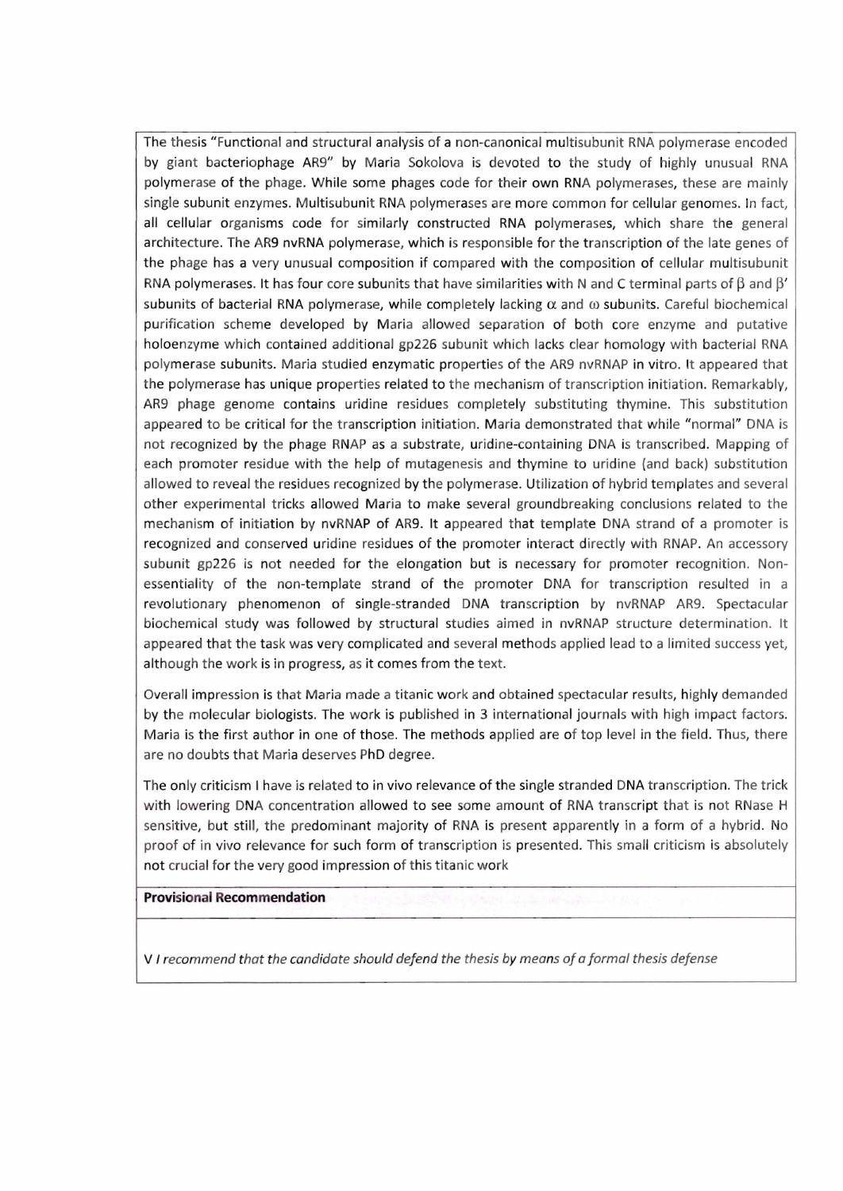The thesis "Functional and structural analysis of a non-canonical multisubunit RNA polymerase encoded by giant bacteriophage AR9" by Maria Sokolova is devoted to the study of highly unusual RNA polymerase of the phage. While some phages code for their own RNA polymerases, these are mainly single subunit enzymes. Multisubunit RNA polymerases are more common for cellular genomes. In fact, all cellular organisms code for similarly constructed RNA polymerases, which share the general architecture. The AR9 nvRNA polymerase, which is responsible for the transcription of the late genes of the phage has a very unusual composition if compared with the composition of cellular multisubunit RNA polymerases. It has four core subunits that have similarities with N and C terminal parts of $\beta$ and $\beta'$ subunits of bacterial RNA polymerase, while completely lacking $\alpha$ and $\omega$ subunits. Careful biochemical purification scheme developed by Maria allowed separation of both core enzyme and putative holoenzyme which contained additional gp226 subunit which lacks clear homology with bacterial RNA polymerase subunits. Maria studied enzymatic properties of the AR9 nvRNAP in vitro. It appeared that the polymerase has unique properties related to the mechanism of transcription initiation. Remarkably, AR9 phage genome contains uridine residues completely substituting thymine. This substitution appeared to be critical for the transcription initiation. Maria demonstrated that while "normal" DNA is not recognized by the phage RNAP as a substrate, uridine-containing DNA is transcribed. Mapping of each promoter residue with the help of mutagenesis and thymine to uridine (and back) substitution allowed to reveal the residues recognized by the polymerase. Utilization of hybrid templates and several other experimental tricks allowed Maria to make several groundbreaking conclusions related to the mechanism of initiation by nvRNAP of AR9. It appeared that template DNA strand of a promoter is recognized and conserved uridine residues of the promoter interact directly with RNAP. An accessory subunit gp226 is not needed for the elongation but is necessary for promoter recognition. Non-essentiality of the non-template strand of the promoter DNA for transcription resulted in a revolutionary phenomenon of single-stranded DNA transcription by nvRNAP AR9. Spectacular biochemical study was followed by structural studies aimed in nvRNAP structure determination. It appeared that the task was very complicated and several methods applied lead to a limited success yet, although the work is in progress, as it comes from the text.

Overall impression is that Maria made a titanic work and obtained spectacular results, highly demanded by the molecular biologists. The work is published in 3 international journals with high impact factors. Maria is the first author in one of those. The methods applied are of top level in the field. Thus, there are no doubts that Maria deserves PhD degree.

The only criticism I have is related to in vivo relevance of the single stranded DNA transcription. The trick with lowering DNA concentration allowed to see some amount of RNA transcript that is not RNase H sensitive, but still, the predominant majority of RNA is present apparently in a form of a hybrid. No proof of in vivo relevance for such form of transcription is presented. This small criticism is absolutely not crucial for the very good impression of this titanic work

**Provisional Recommendation**

V *I recommend that the candidate should defend the thesis by means of a formal thesis defense*